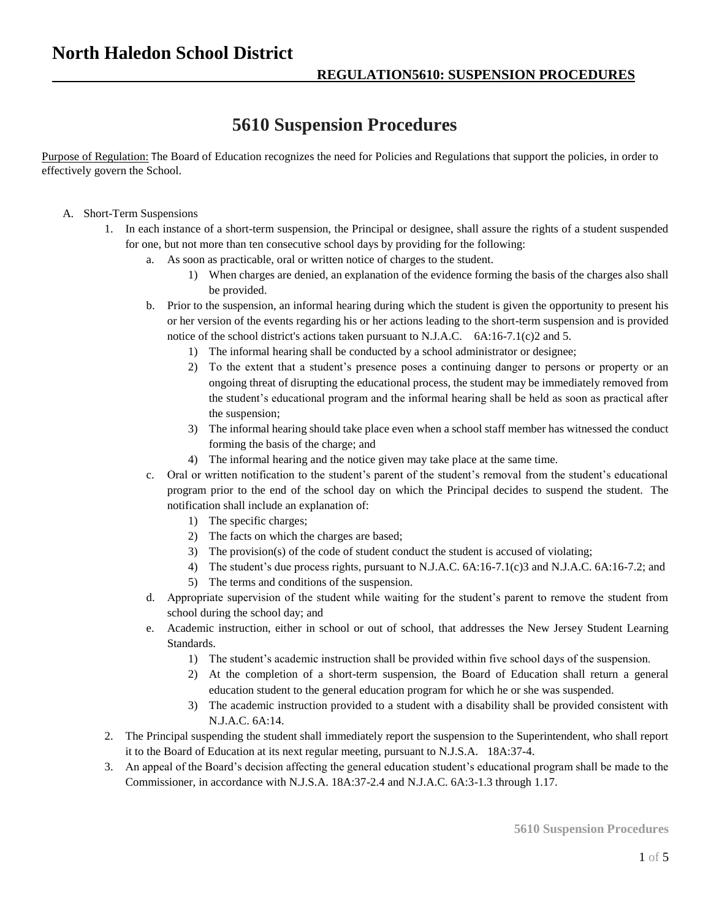# North Haledon School District

**REGULATION5610: SUSPENSION PROCEDURES**

## 5610 Suspension Procedures

Purpose of Regulation: The Board of Education recognizes the need for Policies and Regulations that support the policies, in order to effectively govern the School.

A. Short-Term Suspensions
   1. In each instance of a short-term suspension, the Principal or designee, shall assure the rights of a student suspended for one, but not more than ten consecutive school days by providing for the following:
      a. As soon as practicable, oral or written notice of charges to the student.
         1) When charges are denied, an explanation of the evidence forming the basis of the charges also shall be provided.
      b. Prior to the suspension, an informal hearing during which the student is given the opportunity to present his or her version of the events regarding his or her actions leading to the short-term suspension and is provided notice of the school district's actions taken pursuant to N.J.A.C. 6A:16-7.1(c)2 and 5.
         1) The informal hearing shall be conducted by a school administrator or designee;
         2) To the extent that a student's presence poses a continuing danger to persons or property or an ongoing threat of disrupting the educational process, the student may be immediately removed from the student's educational program and the informal hearing shall be held as soon as practical after the suspension;
         3) The informal hearing should take place even when a school staff member has witnessed the conduct forming the basis of the charge; and
         4) The informal hearing and the notice given may take place at the same time.
      c. Oral or written notification to the student's parent of the student's removal from the student's educational program prior to the end of the school day on which the Principal decides to suspend the student. The notification shall include an explanation of:
         1) The specific charges;
         2) The facts on which the charges are based;
         3) The provision(s) of the code of student conduct the student is accused of violating;
         4) The student's due process rights, pursuant to N.J.A.C. 6A:16-7.1(c)3 and N.J.A.C. 6A:16-7.2; and
         5) The terms and conditions of the suspension.
      d. Appropriate supervision of the student while waiting for the student's parent to remove the student from school during the school day; and
      e. Academic instruction, either in school or out of school, that addresses the New Jersey Student Learning Standards.
         1) The student's academic instruction shall be provided within five school days of the suspension.
         2) At the completion of a short-term suspension, the Board of Education shall return a general education student to the general education program for which he or she was suspended.
         3) The academic instruction provided to a student with a disability shall be provided consistent with N.J.A.C. 6A:14.
   2. The Principal suspending the student shall immediately report the suspension to the Superintendent, who shall report it to the Board of Education at its next regular meeting, pursuant to N.J.S.A. 18A:37-4.
   3. An appeal of the Board's decision affecting the general education student's educational program shall be made to the Commissioner, in accordance with N.J.S.A. 18A:37-2.4 and N.J.A.C. 6A:3-1.3 through 1.17.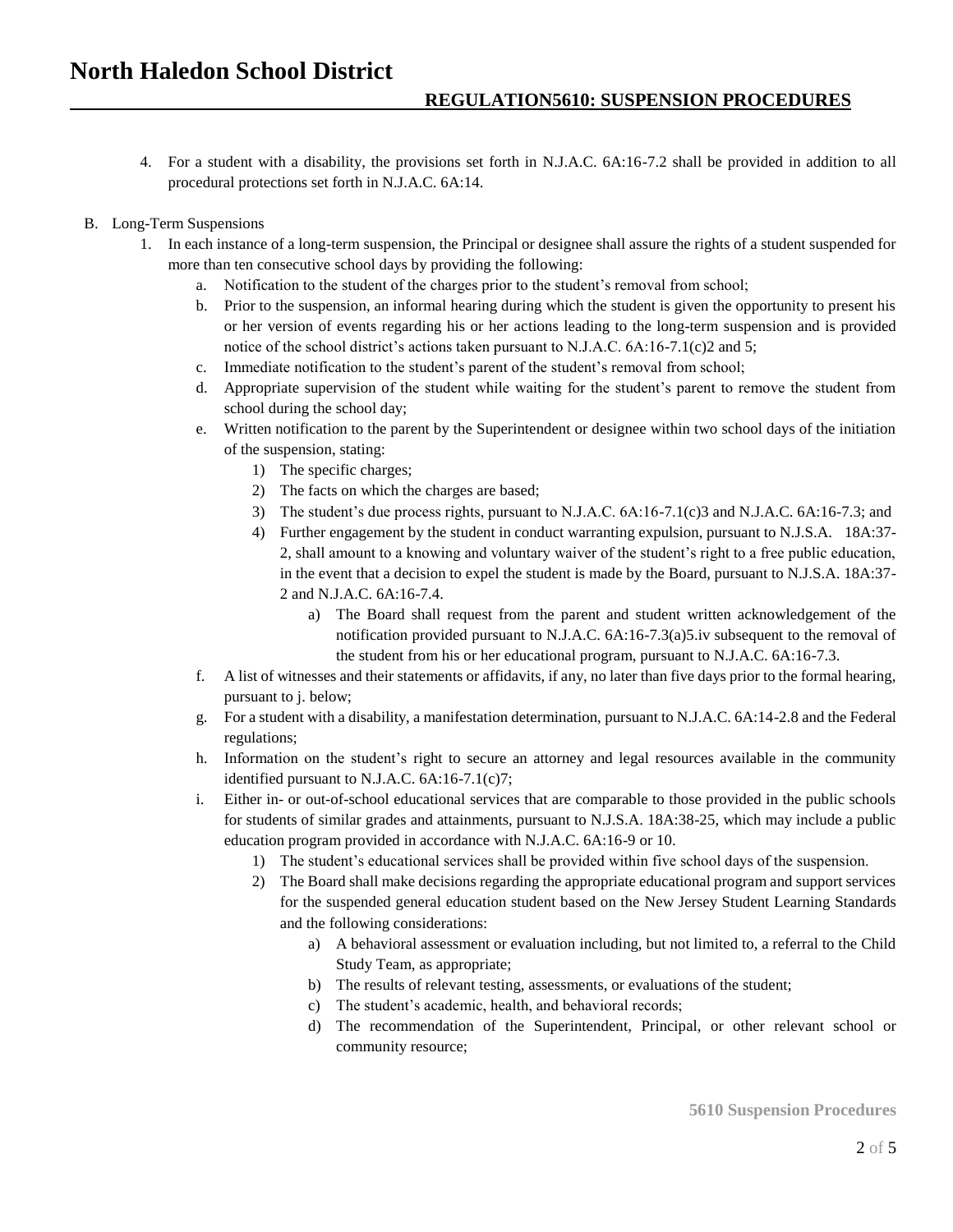4. For a student with a disability, the provisions set forth in N.J.A.C. 6A:16-7.2 shall be provided in addition to all procedural protections set forth in N.J.A.C. 6A:14.

B. Long-Term Suspensions

1. In each instance of a long-term suspension, the Principal or designee shall assure the rights of a student suspended for more than ten consecutive school days by providing the following:
   a. Notification to the student of the charges prior to the student's removal from school;
   b. Prior to the suspension, an informal hearing during which the student is given the opportunity to present his or her version of events regarding his or her actions leading to the long-term suspension and is provided notice of the school district's actions taken pursuant to N.J.A.C. 6A:16-7.1(c)2 and 5;
   c. Immediate notification to the student's parent of the student's removal from school;
   d. Appropriate supervision of the student while waiting for the student's parent to remove the student from school during the school day;
   e. Written notification to the parent by the Superintendent or designee within two school days of the initiation of the suspension, stating:
      1) The specific charges;
      2) The facts on which the charges are based;
      3) The student's due process rights, pursuant to N.J.A.C. 6A:16-7.1(c)3 and N.J.A.C. 6A:16-7.3; and
      4) Further engagement by the student in conduct warranting expulsion, pursuant to N.J.S.A. 18A:37-2, shall amount to a knowing and voluntary waiver of the student's right to a free public education, in the event that a decision to expel the student is made by the Board, pursuant to N.J.S.A. 18A:37-2 and N.J.A.C. 6A:16-7.4.
         a) The Board shall request from the parent and student written acknowledgement of the notification provided pursuant to N.J.A.C. 6A:16-7.3(a)5.iv subsequent to the removal of the student from his or her educational program, pursuant to N.J.A.C. 6A:16-7.3.
   f. A list of witnesses and their statements or affidavits, if any, no later than five days prior to the formal hearing, pursuant to j. below;
   g. For a student with a disability, a manifestation determination, pursuant to N.J.A.C. 6A:14-2.8 and the Federal regulations;
   h. Information on the student's right to secure an attorney and legal resources available in the community identified pursuant to N.J.A.C. 6A:16-7.1(c)7;
   i. Either in- or out-of-school educational services that are comparable to those provided in the public schools for students of similar grades and attainments, pursuant to N.J.S.A. 18A:38-25, which may include a public education program provided in accordance with N.J.A.C. 6A:16-9 or 10.
      1) The student's educational services shall be provided within five school days of the suspension.
      2) The Board shall make decisions regarding the appropriate educational program and support services for the suspended general education student based on the New Jersey Student Learning Standards and the following considerations:
         a) A behavioral assessment or evaluation including, but not limited to, a referral to the Child Study Team, as appropriate;
         b) The results of relevant testing, assessments, or evaluations of the student;
         c) The student's academic, health, and behavioral records;
         d) The recommendation of the Superintendent, Principal, or other relevant school or community resource;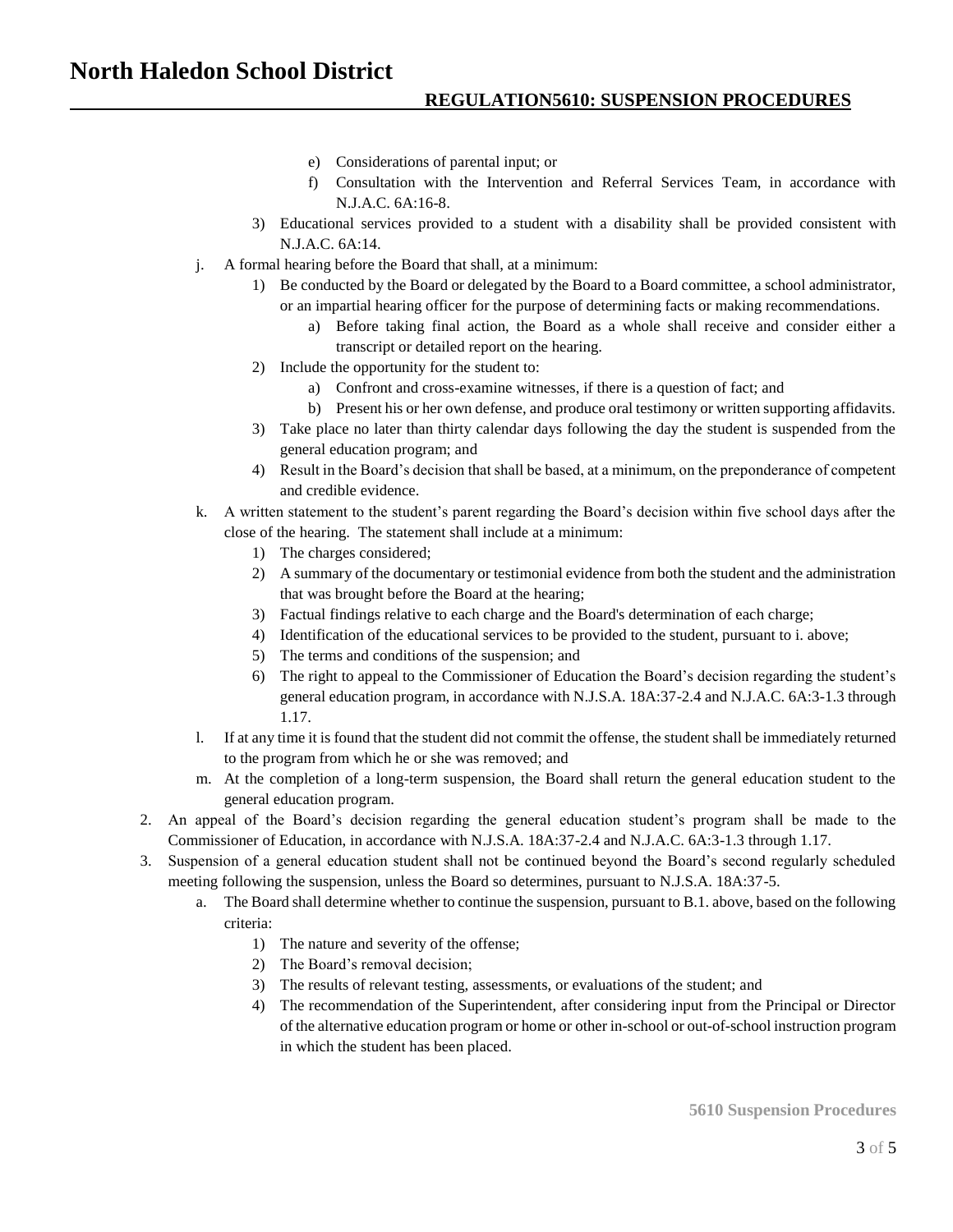e) Considerations of parental input; or
        f) Consultation with the Intervention and Referral Services Team, in accordance with N.J.A.C. 6A:16-8.
    3) Educational services provided to a student with a disability shall be provided consistent with N.J.A.C. 6A:14.

j. A formal hearing before the Board that shall, at a minimum:
    1) Be conducted by the Board or delegated by the Board to a Board committee, a school administrator, or an impartial hearing officer for the purpose of determining facts or making recommendations.
        a) Before taking final action, the Board as a whole shall receive and consider either a transcript or detailed report on the hearing.
    2) Include the opportunity for the student to:
        a) Confront and cross-examine witnesses, if there is a question of fact; and
        b) Present his or her own defense, and produce oral testimony or written supporting affidavits.
    3) Take place no later than thirty calendar days following the day the student is suspended from the general education program; and
    4) Result in the Board's decision that shall be based, at a minimum, on the preponderance of competent and credible evidence.

k. A written statement to the student's parent regarding the Board's decision within five school days after the close of the hearing. The statement shall include at a minimum:
    1) The charges considered;
    2) A summary of the documentary or testimonial evidence from both the student and the administration that was brought before the Board at the hearing;
    3) Factual findings relative to each charge and the Board's determination of each charge;
    4) Identification of the educational services to be provided to the student, pursuant to i. above;
    5) The terms and conditions of the suspension; and
    6) The right to appeal to the Commissioner of Education the Board's decision regarding the student's general education program, in accordance with N.J.S.A. 18A:37-2.4 and N.J.A.C. 6A:3-1.3 through 1.17.

l. If at any time it is found that the student did not commit the offense, the student shall be immediately returned to the program from which he or she was removed; and

m. At the completion of a long-term suspension, the Board shall return the general education student to the general education program.

2. An appeal of the Board's decision regarding the general education student's program shall be made to the Commissioner of Education, in accordance with N.J.S.A. 18A:37-2.4 and N.J.A.C. 6A:3-1.3 through 1.17.

3. Suspension of a general education student shall not be continued beyond the Board's second regularly scheduled meeting following the suspension, unless the Board so determines, pursuant to N.J.S.A. 18A:37-5.
    a. The Board shall determine whether to continue the suspension, pursuant to B.1. above, based on the following criteria:
        1) The nature and severity of the offense;
        2) The Board's removal decision;
        3) The results of relevant testing, assessments, or evaluations of the student; and
        4) The recommendation of the Superintendent, after considering input from the Principal or Director of the alternative education program or home or other in-school or out-of-school instruction program in which the student has been placed.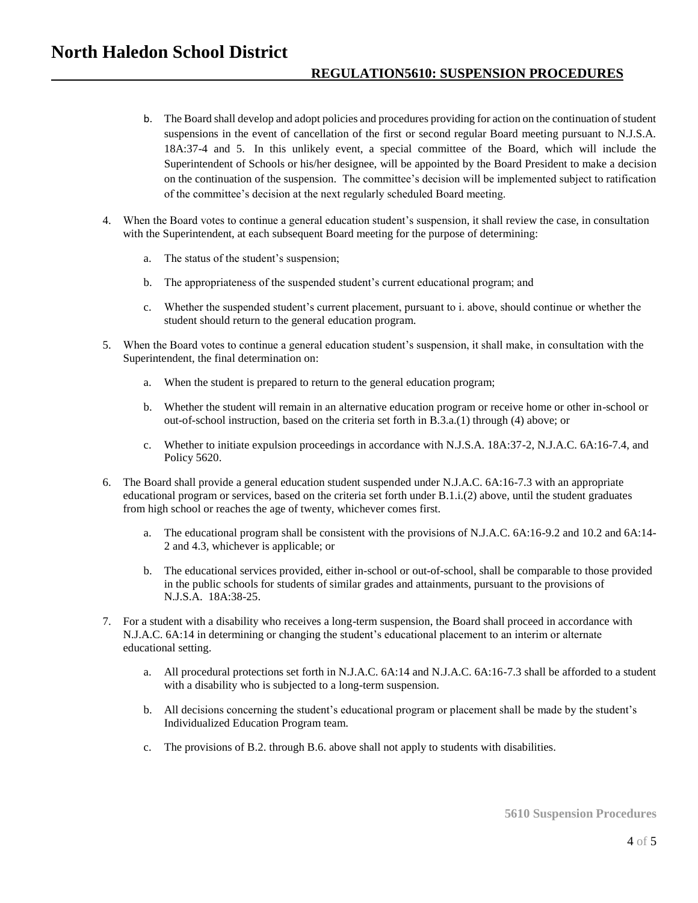b. The Board shall develop and adopt policies and procedures providing for action on the continuation of student suspensions in the event of cancellation of the first or second regular Board meeting pursuant to N.J.S.A. 18A:37-4 and 5. In this unlikely event, a special committee of the Board, which will include the Superintendent of Schools or his/her designee, will be appointed by the Board President to make a decision on the continuation of the suspension. The committee's decision will be implemented subject to ratification of the committee's decision at the next regularly scheduled Board meeting.

4. When the Board votes to continue a general education student's suspension, it shall review the case, in consultation with the Superintendent, at each subsequent Board meeting for the purpose of determining:

   a. The status of the student's suspension;

   b. The appropriateness of the suspended student's current educational program; and

   c. Whether the suspended student's current placement, pursuant to i. above, should continue or whether the student should return to the general education program.

5. When the Board votes to continue a general education student's suspension, it shall make, in consultation with the Superintendent, the final determination on:

   a. When the student is prepared to return to the general education program;

   b. Whether the student will remain in an alternative education program or receive home or other in-school or out-of-school instruction, based on the criteria set forth in B.3.a.(1) through (4) above; or

   c. Whether to initiate expulsion proceedings in accordance with N.J.S.A. 18A:37-2, N.J.A.C. 6A:16-7.4, and Policy 5620.

6. The Board shall provide a general education student suspended under N.J.A.C. 6A:16-7.3 with an appropriate educational program or services, based on the criteria set forth under B.1.i.(2) above, until the student graduates from high school or reaches the age of twenty, whichever comes first.

   a. The educational program shall be consistent with the provisions of N.J.A.C. 6A:16-9.2 and 10.2 and 6A:14-2 and 4.3, whichever is applicable; or

   b. The educational services provided, either in-school or out-of-school, shall be comparable to those provided in the public schools for students of similar grades and attainments, pursuant to the provisions of N.J.S.A. 18A:38-25.

7. For a student with a disability who receives a long-term suspension, the Board shall proceed in accordance with N.J.A.C. 6A:14 in determining or changing the student's educational placement to an interim or alternate educational setting.

   a. All procedural protections set forth in N.J.A.C. 6A:14 and N.J.A.C. 6A:16-7.3 shall be afforded to a student with a disability who is subjected to a long-term suspension.

   b. All decisions concerning the student's educational program or placement shall be made by the student's Individualized Education Program team.

   c. The provisions of B.2. through B.6. above shall not apply to students with disabilities.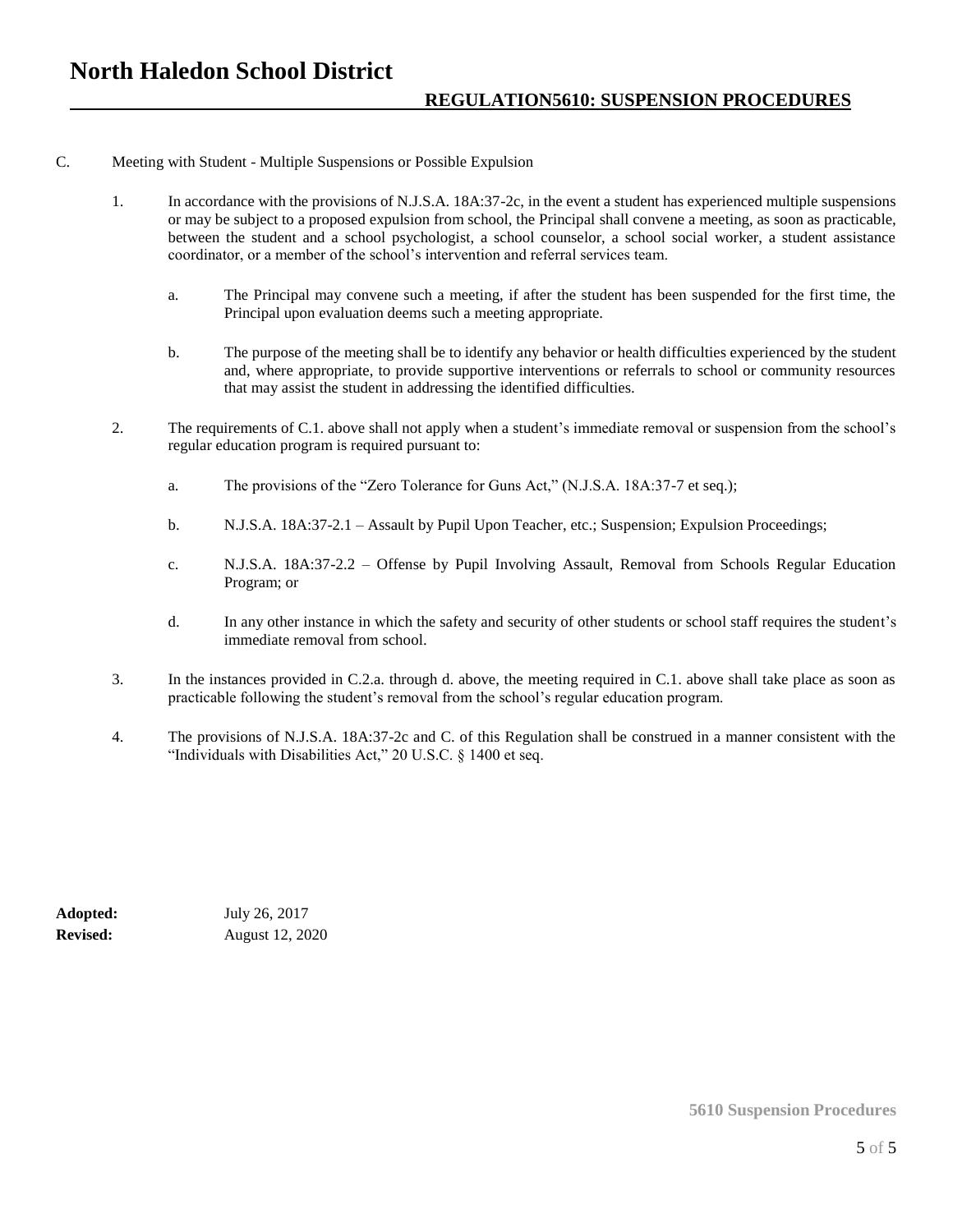C. Meeting with Student - Multiple Suspensions or Possible Expulsion

1. In accordance with the provisions of N.J.S.A. 18A:37-2c, in the event a student has experienced multiple suspensions or may be subject to a proposed expulsion from school, the Principal shall convene a meeting, as soon as practicable, between the student and a school psychologist, a school counselor, a school social worker, a student assistance coordinator, or a member of the school's intervention and referral services team.

   a. The Principal may convene such a meeting, if after the student has been suspended for the first time, the Principal upon evaluation deems such a meeting appropriate.

   b. The purpose of the meeting shall be to identify any behavior or health difficulties experienced by the student and, where appropriate, to provide supportive interventions or referrals to school or community resources that may assist the student in addressing the identified difficulties.

2. The requirements of C.1. above shall not apply when a student's immediate removal or suspension from the school's regular education program is required pursuant to:

   a. The provisions of the "Zero Tolerance for Guns Act," (N.J.S.A. 18A:37-7 et seq.);

   b. N.J.S.A. 18A:37-2.1 – Assault by Pupil Upon Teacher, etc.; Suspension; Expulsion Proceedings;

   c. N.J.S.A. 18A:37-2.2 – Offense by Pupil Involving Assault, Removal from Schools Regular Education Program; or

   d. In any other instance in which the safety and security of other students or school staff requires the student's immediate removal from school.

3. In the instances provided in C.2.a. through d. above, the meeting required in C.1. above shall take place as soon as practicable following the student's removal from the school's regular education program.

4. The provisions of N.J.S.A. 18A:37-2c and C. of this Regulation shall be construed in a manner consistent with the "Individuals with Disabilities Act," 20 U.S.C. § 1400 et seq.

**Adopted:** July 26, 2017
**Revised:** August 12, 2020